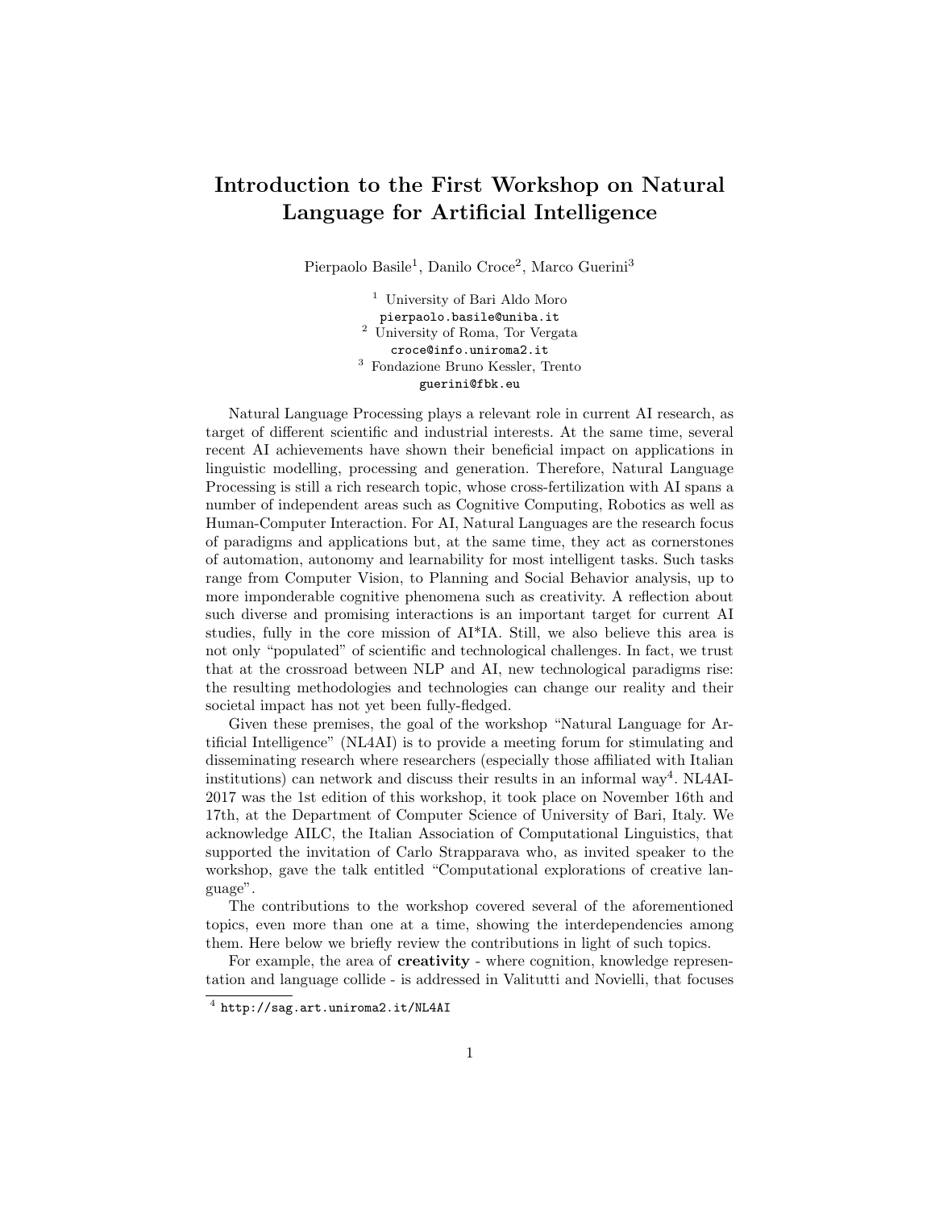# Introduction to the First Workshop on Natural Language for Artificial Intelligence

Pierpaolo Basile[1], Danilo Croce[2], Marco Guerini[3]

[1] University of Bari Aldo Moro
pierpaolo.basile@uniba.it
[2] University of Roma, Tor Vergata
croce@info.uniroma2.it
[3] Fondazione Bruno Kessler, Trento
guerini@fbk.eu

Natural Language Processing plays a relevant role in current AI research, as target of different scientific and industrial interests. At the same time, several recent AI achievements have shown their beneficial impact on applications in linguistic modelling, processing and generation. Therefore, Natural Language Processing is still a rich research topic, whose cross-fertilization with AI spans a number of independent areas such as Cognitive Computing, Robotics as well as Human-Computer Interaction. For AI, Natural Languages are the research focus of paradigms and applications but, at the same time, they act as cornerstones of automation, autonomy and learnability for most intelligent tasks. Such tasks range from Computer Vision, to Planning and Social Behavior analysis, up to more imponderable cognitive phenomena such as creativity. A reflection about such diverse and promising interactions is an important target for current AI studies, fully in the core mission of AI*IA. Still, we also believe this area is not only "populated" of scientific and technological challenges. In fact, we trust that at the crossroad between NLP and AI, new technological paradigms rise: the resulting methodologies and technologies can change our reality and their societal impact has not yet been fully-fledged.

Given these premises, the goal of the workshop "Natural Language for Artificial Intelligence" (NL4AI) is to provide a meeting forum for stimulating and disseminating research where researchers (especially those affiliated with Italian institutions) can network and discuss their results in an informal way[4]. NL4AI-2017 was the 1st edition of this workshop, it took place on November 16th and 17th, at the Department of Computer Science of University of Bari, Italy. We acknowledge AILC, the Italian Association of Computational Linguistics, that supported the invitation of Carlo Strapparava who, as invited speaker to the workshop, gave the talk entitled "Computational explorations of creative language".

The contributions to the workshop covered several of the aforementioned topics, even more than one at a time, showing the interdependencies among them. Here below we briefly review the contributions in light of such topics.

For example, the area of **creativity** - where cognition, knowledge representation and language collide - is addressed in Valitutti and Novielli, that focuses

[4] http://sag.art.uniroma2.it/NL4AI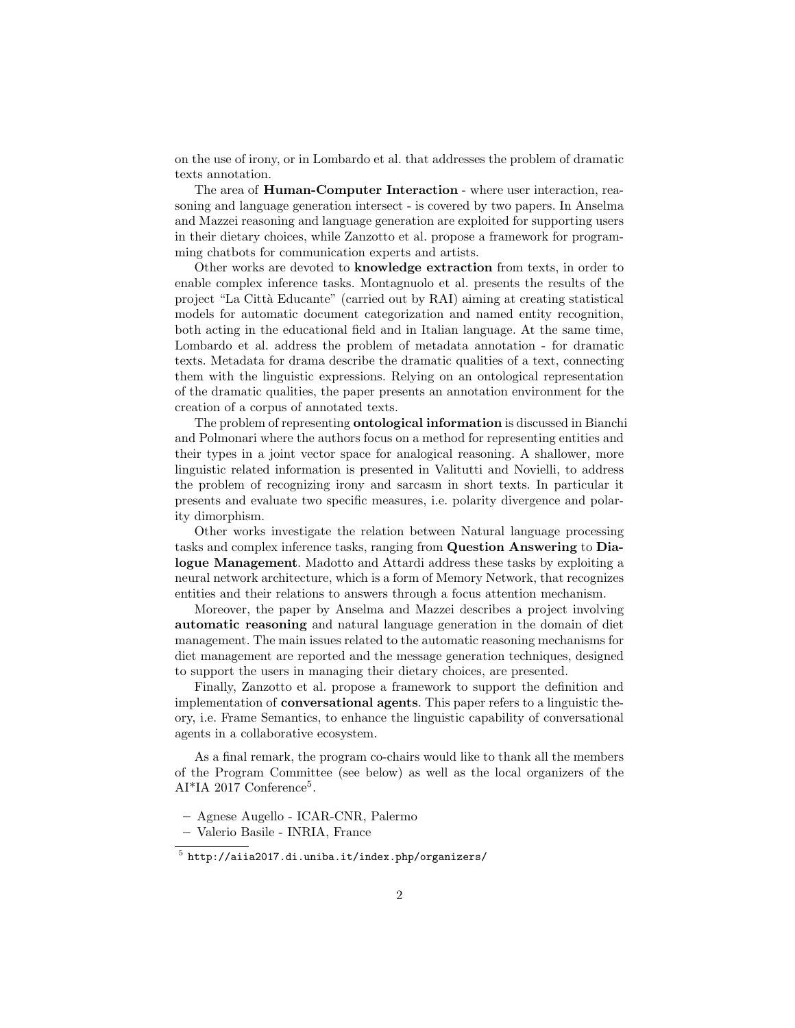on the use of irony, or in Lombardo et al. that addresses the problem of dramatic texts annotation.

The area of **Human-Computer Interaction** - where user interaction, reasoning and language generation intersect - is covered by two papers. In Anselma and Mazzei reasoning and language generation are exploited for supporting users in their dietary choices, while Zanzotto et al. propose a framework for programming chatbots for communication experts and artists.

Other works are devoted to **knowledge extraction** from texts, in order to enable complex inference tasks. Montagnuolo et al. presents the results of the project "La Città Educante" (carried out by RAI) aiming at creating statistical models for automatic document categorization and named entity recognition, both acting in the educational field and in Italian language. At the same time, Lombardo et al. address the problem of metadata annotation - for dramatic texts. Metadata for drama describe the dramatic qualities of a text, connecting them with the linguistic expressions. Relying on an ontological representation of the dramatic qualities, the paper presents an annotation environment for the creation of a corpus of annotated texts.

The problem of representing **ontological information** is discussed in Bianchi and Polmonari where the authors focus on a method for representing entities and their types in a joint vector space for analogical reasoning. A shallower, more linguistic related information is presented in Valitutti and Novielli, to address the problem of recognizing irony and sarcasm in short texts. In particular it presents and evaluate two specific measures, i.e. polarity divergence and polarity dimorphism.

Other works investigate the relation between Natural language processing tasks and complex inference tasks, ranging from **Question Answering** to **Dialogue Management**. Madotto and Attardi address these tasks by exploiting a neural network architecture, which is a form of Memory Network, that recognizes entities and their relations to answers through a focus attention mechanism.

Moreover, the paper by Anselma and Mazzei describes a project involving **automatic reasoning** and natural language generation in the domain of diet management. The main issues related to the automatic reasoning mechanisms for diet management are reported and the message generation techniques, designed to support the users in managing their dietary choices, are presented.

Finally, Zanzotto et al. propose a framework to support the definition and implementation of **conversational agents**. This paper refers to a linguistic theory, i.e. Frame Semantics, to enhance the linguistic capability of conversational agents in a collaborative ecosystem.

As a final remark, the program co-chairs would like to thank all the members of the Program Committee (see below) as well as the local organizers of the AI*IA 2017 Conference[5].

- Agnese Augello - ICAR-CNR, Palermo
- Valerio Basile - INRIA, France

[5] http://aiia2017.di.uniba.it/index.php/organizers/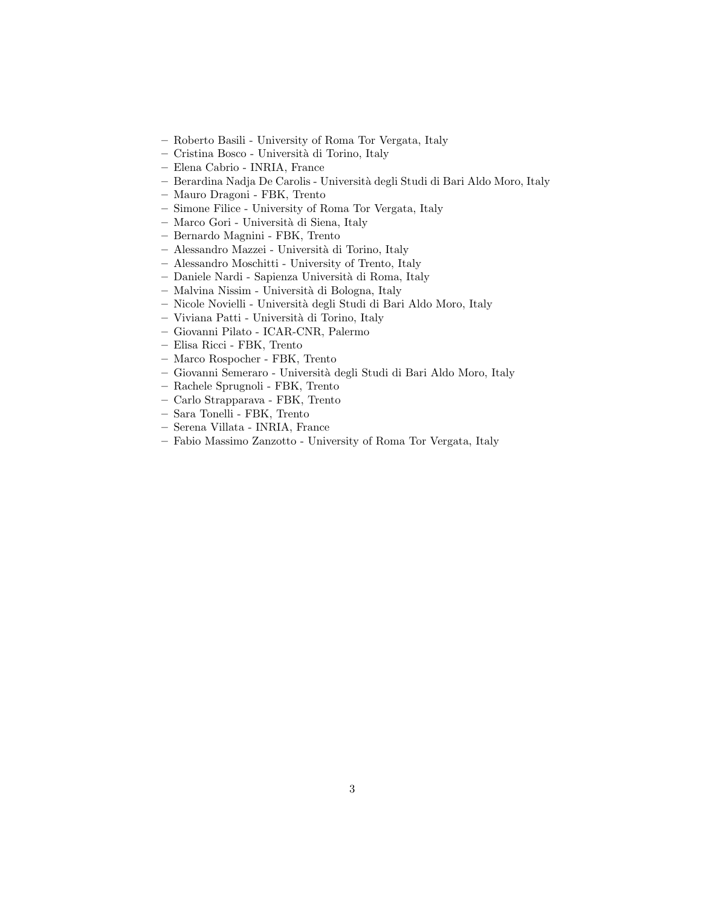- Roberto Basili - University of Roma Tor Vergata, Italy
- Cristina Bosco - Università di Torino, Italy
- Elena Cabrio - INRIA, France
- Berardina Nadja De Carolis - Università degli Studi di Bari Aldo Moro, Italy
- Mauro Dragoni - FBK, Trento
- Simone Filice - University of Roma Tor Vergata, Italy
- Marco Gori - Università di Siena, Italy
- Bernardo Magnini - FBK, Trento
- Alessandro Mazzei - Università di Torino, Italy
- Alessandro Moschitti - University of Trento, Italy
- Daniele Nardi - Sapienza Università di Roma, Italy
- Malvina Nissim - Università di Bologna, Italy
- Nicole Novielli - Università degli Studi di Bari Aldo Moro, Italy
- Viviana Patti - Università di Torino, Italy
- Giovanni Pilato - ICAR-CNR, Palermo
- Elisa Ricci - FBK, Trento
- Marco Rospocher - FBK, Trento
- Giovanni Semeraro - Università degli Studi di Bari Aldo Moro, Italy
- Rachele Sprugnoli - FBK, Trento
- Carlo Strapparava - FBK, Trento
- Sara Tonelli - FBK, Trento
- Serena Villata - INRIA, France
- Fabio Massimo Zanzotto - University of Roma Tor Vergata, Italy